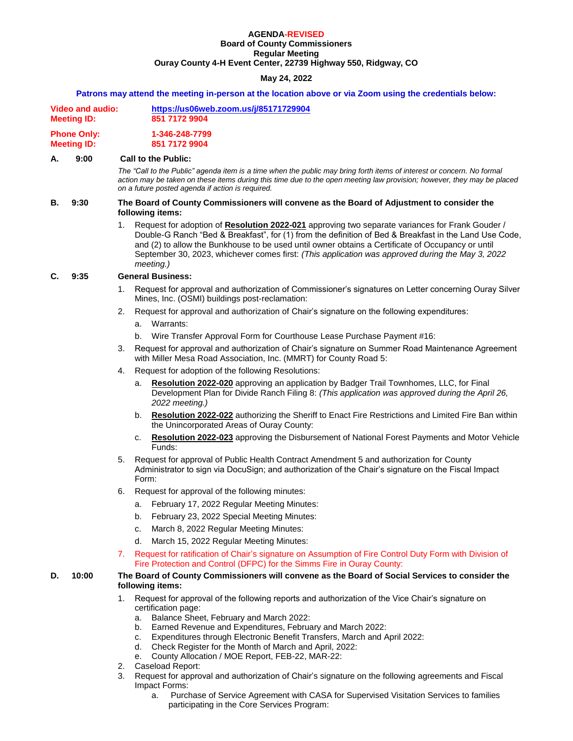**AGENDA-REVISED**
**Board of County Commissioners**
**Regular Meeting**
**Ouray County 4-H Event Center, 22739 Highway 550, Ridgway, CO**

**May 24, 2022**

**Patrons may attend the meeting in-person at the location above or via Zoom using the credentials below:**

| | |
|---|---|
| **Video and audio:** | **https://us06web.zoom.us/j/85171729904** |
| **Meeting ID:** | **851 7172 9904** |
| **Phone Only:** | **1-346-248-7799** |
| **Meeting ID:** | **851 7172 9904** |

**A. 9:00 Call to the Public:**

*The "Call to the Public" agenda item is a time when the public may bring forth items of interest or concern. No formal action may be taken on these items during this time due to the open meeting law provision; however, they may be placed on a future posted agenda if action is required.*

**B. 9:30 The Board of County Commissioners will convene as the Board of Adjustment to consider the following items:**

1. Request for adoption of **Resolution 2022-021** approving two separate variances for Frank Gouder / Double-G Ranch "Bed & Breakfast", for (1) from the definition of Bed & Breakfast in the Land Use Code, and (2) to allow the Bunkhouse to be used until owner obtains a Certificate of Occupancy or until September 30, 2023, whichever comes first: *(This application was approved during the May 3, 2022 meeting.)*

**C. 9:35 General Business:**

1. Request for approval and authorization of Commissioner's signatures on Letter concerning Ouray Silver Mines, Inc. (OSMI) buildings post-reclamation:
2. Request for approval and authorization of Chair's signature on the following expenditures:
   a. Warrants:
   b. Wire Transfer Approval Form for Courthouse Lease Purchase Payment #16:
3. Request for approval and authorization of Chair's signature on Summer Road Maintenance Agreement with Miller Mesa Road Association, Inc. (MMRT) for County Road 5:
4. Request for adoption of the following Resolutions:
   a. **Resolution 2022-020** approving an application by Badger Trail Townhomes, LLC, for Final Development Plan for Divide Ranch Filing 8: *(This application was approved during the April 26, 2022 meeting.)*
   b. **Resolution 2022-022** authorizing the Sheriff to Enact Fire Restrictions and Limited Fire Ban within the Unincorporated Areas of Ouray County:
   c. **Resolution 2022-023** approving the Disbursement of National Forest Payments and Motor Vehicle Funds:
5. Request for approval of Public Health Contract Amendment 5 and authorization for County Administrator to sign via DocuSign; and authorization of the Chair's signature on the Fiscal Impact Form:
6. Request for approval of the following minutes:
   a. February 17, 2022 Regular Meeting Minutes:
   b. February 23, 2022 Special Meeting Minutes:
   c. March 8, 2022 Regular Meeting Minutes:
   d. March 15, 2022 Regular Meeting Minutes:
7. Request for ratification of Chair's signature on Assumption of Fire Control Duty Form with Division of Fire Protection and Control (DFPC) for the Simms Fire in Ouray County:

**D. 10:00 The Board of County Commissioners will convene as the Board of Social Services to consider the following items:**

1. Request for approval of the following reports and authorization of the Vice Chair's signature on certification page:
   a. Balance Sheet, February and March 2022:
   b. Earned Revenue and Expenditures, February and March 2022:
   c. Expenditures through Electronic Benefit Transfers, March and April 2022:
   d. Check Register for the Month of March and April, 2022:
   e. County Allocation / MOE Report, FEB-22, MAR-22:
2. Caseload Report:
3. Request for approval and authorization of Chair's signature on the following agreements and Fiscal Impact Forms:
   a. Purchase of Service Agreement with CASA for Supervised Visitation Services to families participating in the Core Services Program: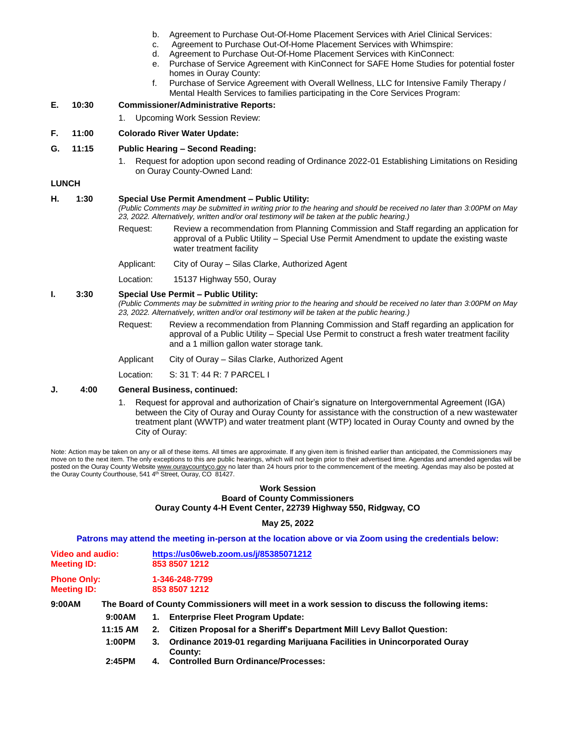b. Agreement to Purchase Out-Of-Home Placement Services with Ariel Clinical Services:
c. Agreement to Purchase Out-Of-Home Placement Services with Whimspire:
d. Agreement to Purchase Out-Of-Home Placement Services with KinConnect:
e. Purchase of Service Agreement with KinConnect for SAFE Home Studies for potential foster homes in Ouray County:
f. Purchase of Service Agreement with Overall Wellness, LLC for Intensive Family Therapy / Mental Health Services to families participating in the Core Services Program:

**E. 10:30 Commissioner/Administrative Reports:**

1. Upcoming Work Session Review:

**F. 11:00 Colorado River Water Update:**

**G. 11:15 Public Hearing – Second Reading:**

1. Request for adoption upon second reading of Ordinance 2022-01 Establishing Limitations on Residing on Ouray County-Owned Land:

**LUNCH**

**H. 1:30 Special Use Permit Amendment – Public Utility:**

*(Public Comments may be submitted in writing prior to the hearing and should be received no later than 3:00PM on May 23, 2022. Alternatively, written and/or oral testimony will be taken at the public hearing.)*

Request: Review a recommendation from Planning Commission and Staff regarding an application for approval of a Public Utility – Special Use Permit Amendment to update the existing waste water treatment facility

Applicant: City of Ouray – Silas Clarke, Authorized Agent

Location: 15137 Highway 550, Ouray

**I. 3:30 Special Use Permit – Public Utility:**

*(Public Comments may be submitted in writing prior to the hearing and should be received no later than 3:00PM on May 23, 2022. Alternatively, written and/or oral testimony will be taken at the public hearing.)*

Request: Review a recommendation from Planning Commission and Staff regarding an application for approval of a Public Utility – Special Use Permit to construct a fresh water treatment facility and a 1 million gallon water storage tank.

Applicant City of Ouray – Silas Clarke, Authorized Agent

Location: S: 31 T: 44 R: 7 PARCEL I

**J. 4:00 General Business, continued:**

1. Request for approval and authorization of Chair's signature on Intergovernmental Agreement (IGA) between the City of Ouray and Ouray County for assistance with the construction of a new wastewater treatment plant (WWTP) and water treatment plant (WTP) located in Ouray County and owned by the City of Ouray:

Note: Action may be taken on any or all of these items. All times are approximate. If any given item is finished earlier than anticipated, the Commissioners may move on to the next item. The only exceptions to this are public hearings, which will not begin prior to their advertised time. Agendas and amended agendas will be posted on the Ouray County Website www.ouraycountyco.gov no later than 24 hours prior to the commencement of the meeting. Agendas may also be posted at the Ouray County Courthouse, 541 4th Street, Ouray, CO 81427.

**Work Session**
**Board of County Commissioners**
**Ouray County 4-H Event Center, 22739 Highway 550, Ridgway, CO**

**May 25, 2022**

**Patrons may attend the meeting in-person at the location above or via Zoom using the credentials below:**

**Video and audio:** https://us06web.zoom.us/j/85385071212
**Meeting ID:** 853 8507 1212

**Phone Only:** 1-346-248-7799
**Meeting ID:** 853 8507 1212

**9:00AM The Board of County Commissioners will meet in a work session to discuss the following items:**

**9:00AM 1. Enterprise Fleet Program Update:**
**11:15 AM 2. Citizen Proposal for a Sheriff's Department Mill Levy Ballot Question:**
**1:00PM 3. Ordinance 2019-01 regarding Marijuana Facilities in Unincorporated Ouray County:**
**2:45PM 4. Controlled Burn Ordinance/Processes:**